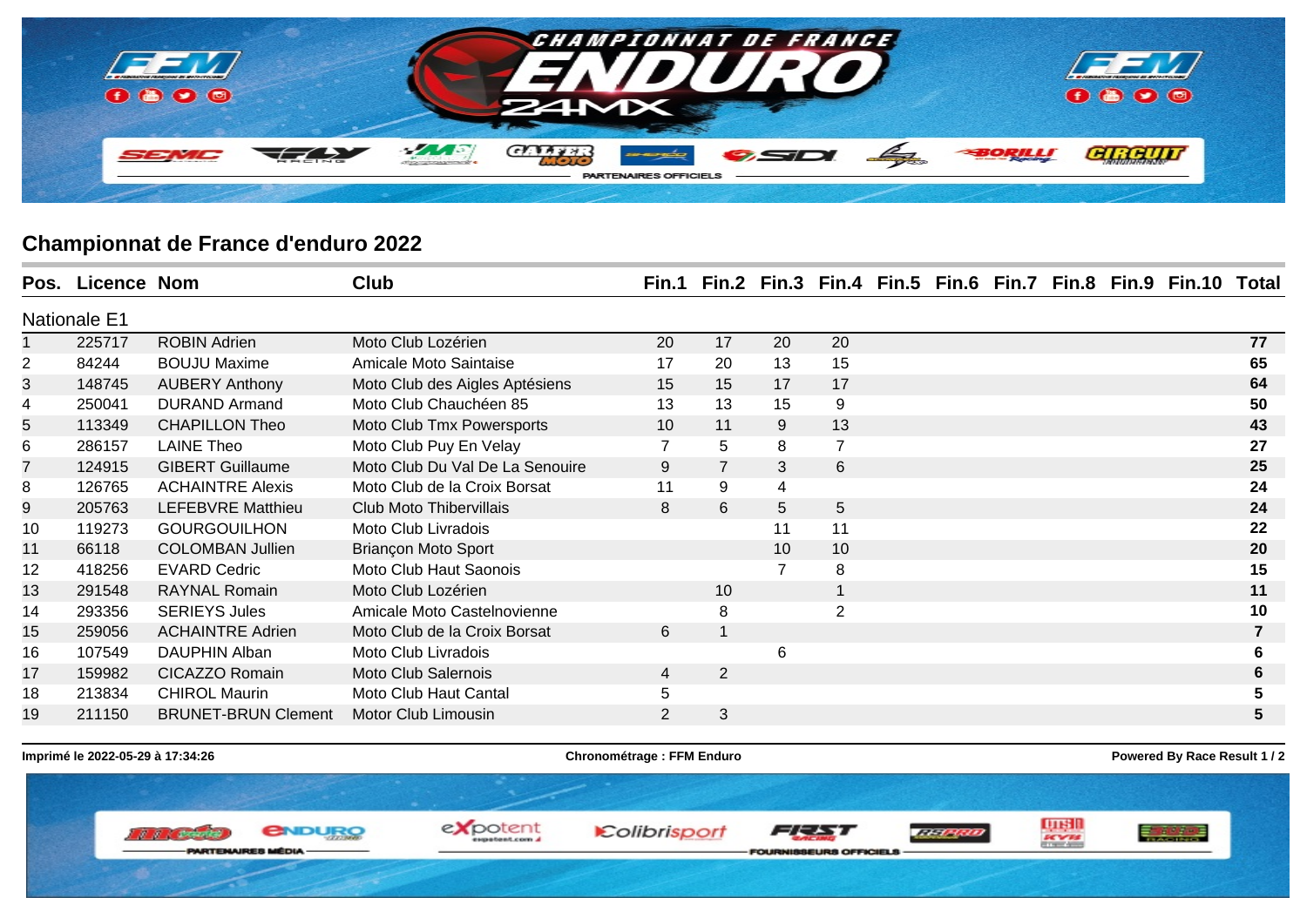## Championnat de France d'enduro 2022

| Pos. | Licence | Nom | Club | Fin.1 | Fin.2 | Fin.3 | Fin.4 | Fin.5 | Fin.6 | Fin.7 | Fin.8 | Fin.9 | Fin.10 | Total |
|---|---|---|---|---|---|---|---|---|---|---|---|---|---|---|
| Nationale E1 | | | | | | | | | | | | | | |
| 1 | 225717 | ROBIN Adrien | Moto Club Lozérien | 20 | 17 | 20 | 20 | | | | | | | **77** |
| 2 | 84244 | BOUJU Maxime | Amicale Moto Saintaise | 17 | 20 | 13 | 15 | | | | | | | **65** |
| 3 | 148745 | AUBERY Anthony | Moto Club des Aigles Aptésiens | 15 | 15 | 17 | 17 | | | | | | | **64** |
| 4 | 250041 | DURAND Armand | Moto Club Chauchéen 85 | 13 | 13 | 15 | 9 | | | | | | | **50** |
| 5 | 113349 | CHAPILLON Theo | Moto Club Tmx Powersports | 10 | 11 | 9 | 13 | | | | | | | **43** |
| 6 | 286157 | LAINE Theo | Moto Club Puy En Velay | 7 | 5 | 8 | 7 | | | | | | | **27** |
| 7 | 124915 | GIBERT Guillaume | Moto Club Du Val De La Senouire | 9 | 7 | 3 | 6 | | | | | | | **25** |
| 8 | 126765 | ACHAINTRE Alexis | Moto Club de la Croix Borsat | 11 | 9 | 4 | | | | | | | | **24** |
| 9 | 205763 | LEFEBVRE Matthieu | Club Moto Thibervillais | 8 | 6 | 5 | 5 | | | | | | | **24** |
| 10 | 119273 | GOURGOUILHON | Moto Club Livradois | | | 11 | 11 | | | | | | | **22** |
| 11 | 66118 | COLOMBAN Jullien | Briançon Moto Sport | | | 10 | 10 | | | | | | | **20** |
| 12 | 418256 | EVARD Cedric | Moto Club Haut Saonois | | | 7 | 8 | | | | | | | **15** |
| 13 | 291548 | RAYNAL Romain | Moto Club Lozérien | | 10 | | 1 | | | | | | | **11** |
| 14 | 293356 | SERIEYS Jules | Amicale Moto Castelnovienne | | 8 | | 2 | | | | | | | **10** |
| 15 | 259056 | ACHAINTRE Adrien | Moto Club de la Croix Borsat | 6 | 1 | | | | | | | | | **7** |
| 16 | 107549 | DAUPHIN Alban | Moto Club Livradois | | | 6 | | | | | | | | **6** |
| 17 | 159982 | CICAZZO Romain | Moto Club Salernois | 4 | 2 | | | | | | | | | **6** |
| 18 | 213834 | CHIROL Maurin | Moto Club Haut Cantal | 5 | | | | | | | | | | **5** |
| 19 | 211150 | BRUNET-BRUN Clement | Motor Club Limousin | 2 | 3 | | | | | | | | | **5** |

**Imprimé le 2022-05-29 à 17:34:26** **Chronométrage : FFM Enduro** **Powered By Race Result**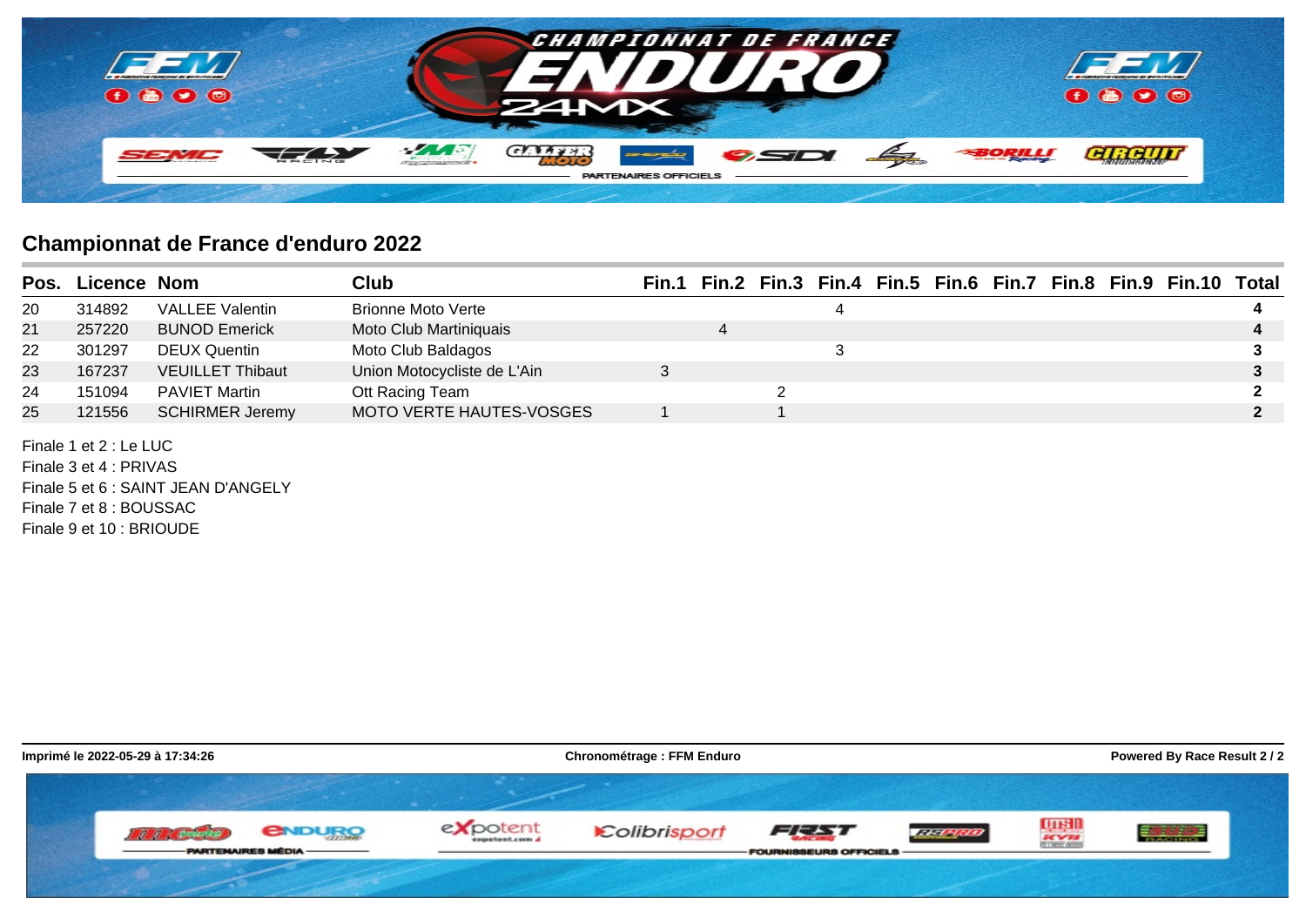## Championnat de France d'enduro 2022

| Pos. | Licence | Nom | Club | Fin.1 | Fin.2 | Fin.3 | Fin.4 | Fin.5 | Fin.6 | Fin.7 | Fin.8 | Fin.9 | Fin.10 | Total |
|---|---|---|---|---|---|---|---|---|---|---|---|---|---|---|
| 20 | 314892 | VALLEE Valentin | Brionne Moto Verte | | | | 4 | | | | | | | **4** |
| 21 | 257220 | BUNOD Emerick | Moto Club Martiniquais | | 4 | | | | | | | | | **4** |
| 22 | 301297 | DEUX Quentin | Moto Club Baldagos | | | | 3 | | | | | | | **3** |
| 23 | 167237 | VEUILLET Thibaut | Union Motocycliste de L'Ain | 3 | | | | | | | | | | **3** |
| 24 | 151094 | PAVIET Martin | Ott Racing Team | | | 2 | | | | | | | | **2** |
| 25 | 121556 | SCHIRMER Jeremy | MOTO VERTE HAUTES-VOSGES | 1 | | 1 | | | | | | | | **2** |

Finale 1 et 2 : Le LUC
Finale 3 et 4 : PRIVAS
Finale 5 et 6 : SAINT JEAN D'ANGELY
Finale 7 et 8 : BOUSSAC
Finale 9 et 10 : BRIOUDE

**Imprimé le 2022-05-29 à 17:34:26** **Chronométrage : FFM Enduro** **Powered By Race Result**